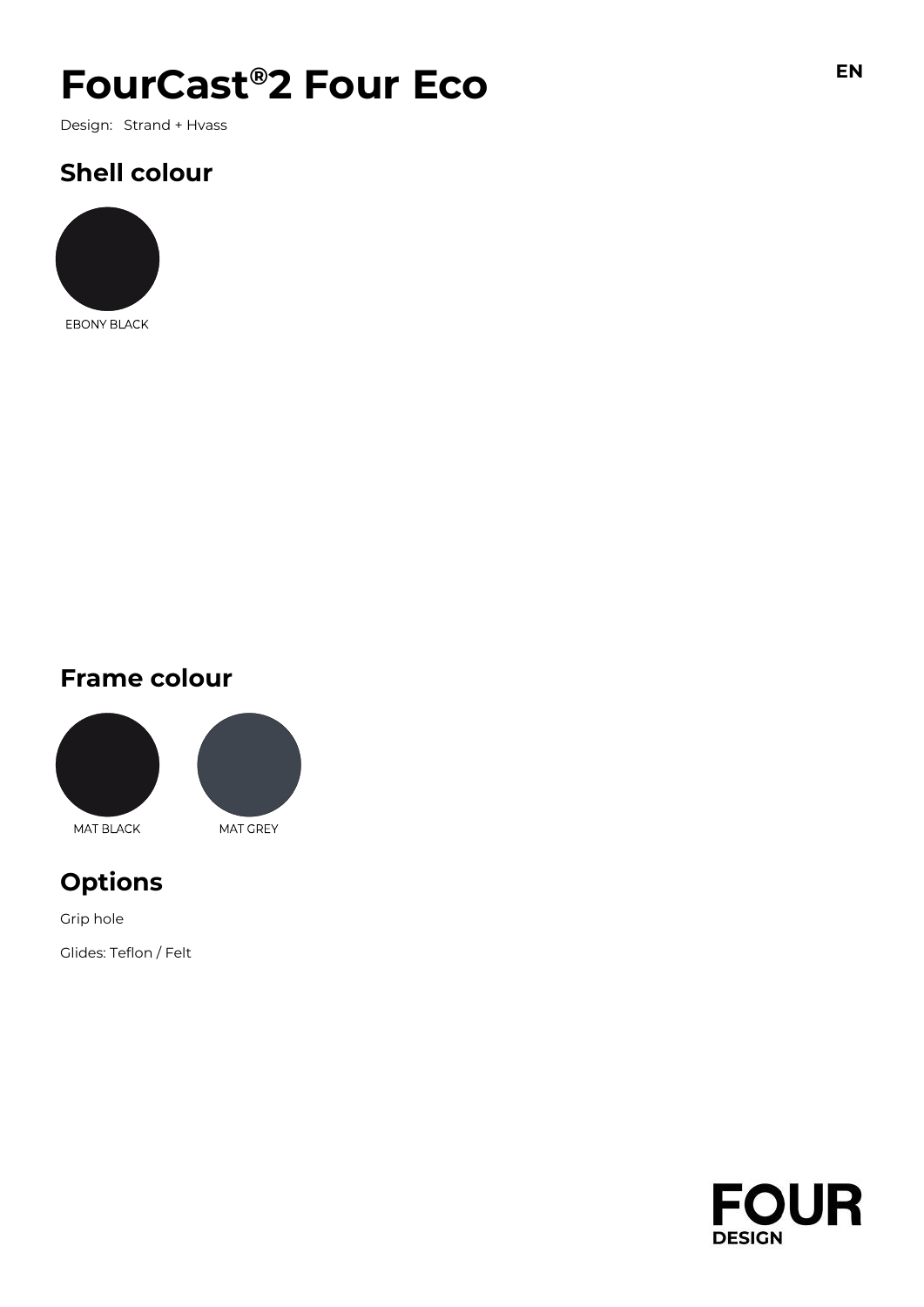# FourCast®2 Four Eco

EN

Design: Strand + Hvass

## Shell colour

EBONY BLACK

## Frame colour

MAT BLACK

MAT GREY

## Options

Grip hole

Glides: Teflon / Felt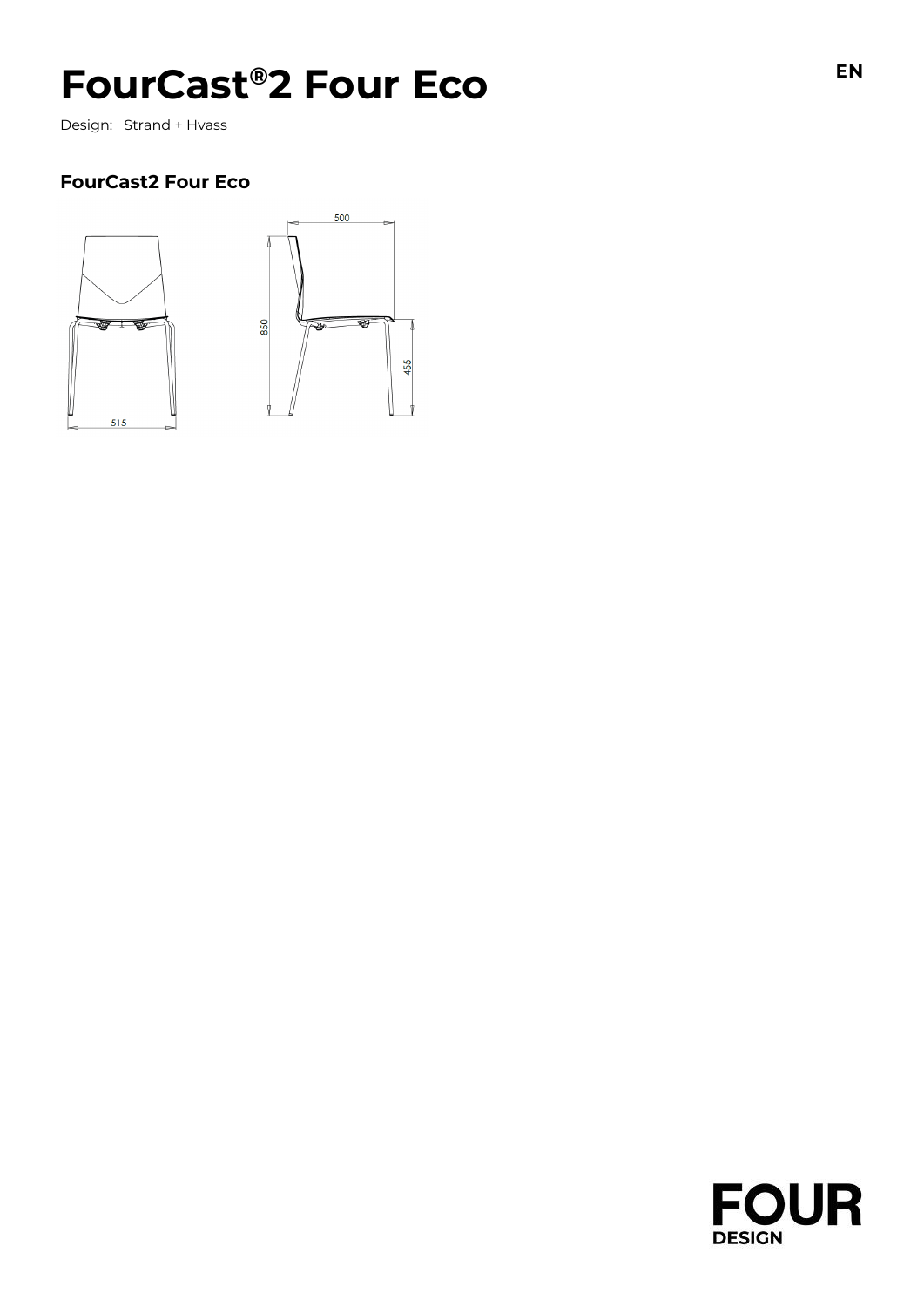# FourCast®2 Four Eco

Design: Strand + Hvass

### FourCast2 Four Eco

500

850

455

515

EN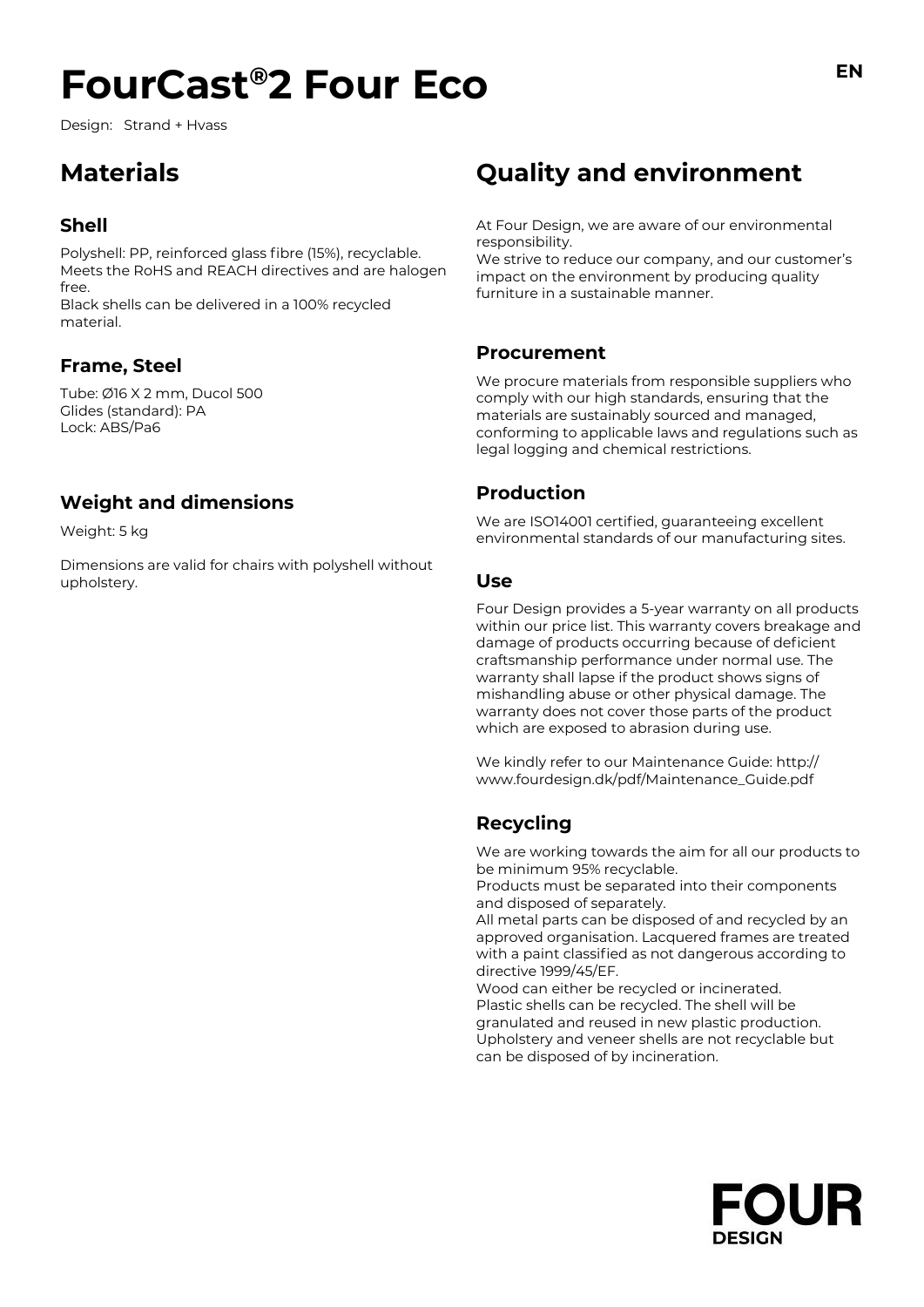# FourCast®2 Four Eco

EN

Design: Strand + Hvass

## Materials

### Shell

Polyshell: PP, reinforced glass fibre (15%), recyclable. Meets the RoHS and REACH directives and are halogen free.
Black shells can be delivered in a 100% recycled material.

### Frame, Steel

Tube: Ø16 X 2 mm, Ducol 500
Glides (standard): PA
Lock: ABS/Pa6

### Weight and dimensions

Weight: 5 kg

Dimensions are valid for chairs with polyshell without upholstery.

## Quality and environment

At Four Design, we are aware of our environmental responsibility.
We strive to reduce our company, and our customer's impact on the environment by producing quality furniture in a sustainable manner.

### Procurement

We procure materials from responsible suppliers who comply with our high standards, ensuring that the materials are sustainably sourced and managed, conforming to applicable laws and regulations such as legal logging and chemical restrictions.

### Production

We are ISO14001 certified, guaranteeing excellent environmental standards of our manufacturing sites.

### Use

Four Design provides a 5-year warranty on all products within our price list. This warranty covers breakage and damage of products occurring because of deficient craftsmanship performance under normal use. The warranty shall lapse if the product shows signs of mishandling abuse or other physical damage. The warranty does not cover those parts of the product which are exposed to abrasion during use.

We kindly refer to our Maintenance Guide: http://www.fourdesign.dk/pdf/Maintenance_Guide.pdf

### Recycling

We are working towards the aim for all our products to be minimum 95% recyclable.
Products must be separated into their components and disposed of separately.
All metal parts can be disposed of and recycled by an approved organisation. Lacquered frames are treated with a paint classified as not dangerous according to directive 1999/45/EF.
Wood can either be recycled or incinerated.
Plastic shells can be recycled. The shell will be granulated and reused in new plastic production.
Upholstery and veneer shells are not recyclable but can be disposed of by incineration.

FOUR
DESIGN